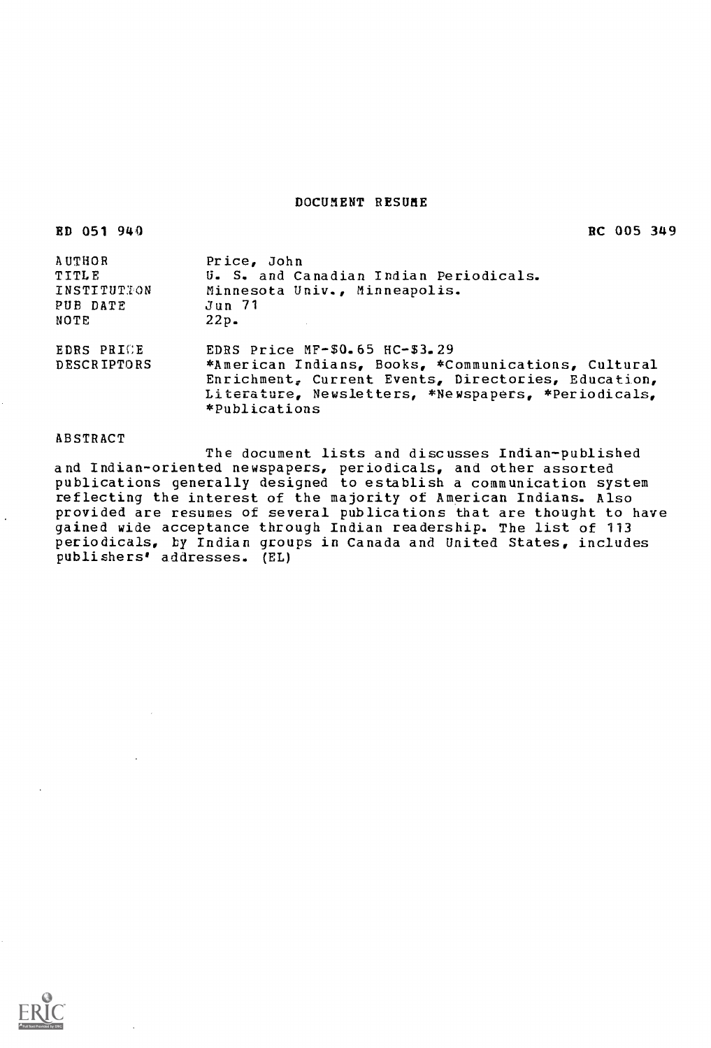# DOCUMENT RESUME

ED 051 940 RC 005 349

| | |
|---|---|
| AUTHOR | Price, John |
| TITLE | U. S. and Canadian Indian Periodicals. |
| INSTITUTION | Minnesota Univ., Minneapolis. |
| PUB DATE | Jun 71 |
| NOTE | 22p. |
| EDRS PRICE | EDRS Price MF-$0.65 HC-$3.29 |
| DESCRIPTORS | *American Indians, Books, *Communications, Cultural Enrichment, Current Events, Directories, Education, Literature, Newsletters, *Newspapers, *Periodicals, *Publications |

ABSTRACT

The document lists and discusses Indian-published and Indian-oriented newspapers, periodicals, and other assorted publications generally designed to establish a communication system reflecting the interest of the majority of American Indians. Also provided are resumes of several publications that are thought to have gained wide acceptance through Indian readership. The list of 113 periodicals, by Indian groups in Canada and United States, includes publishers' addresses. (EL)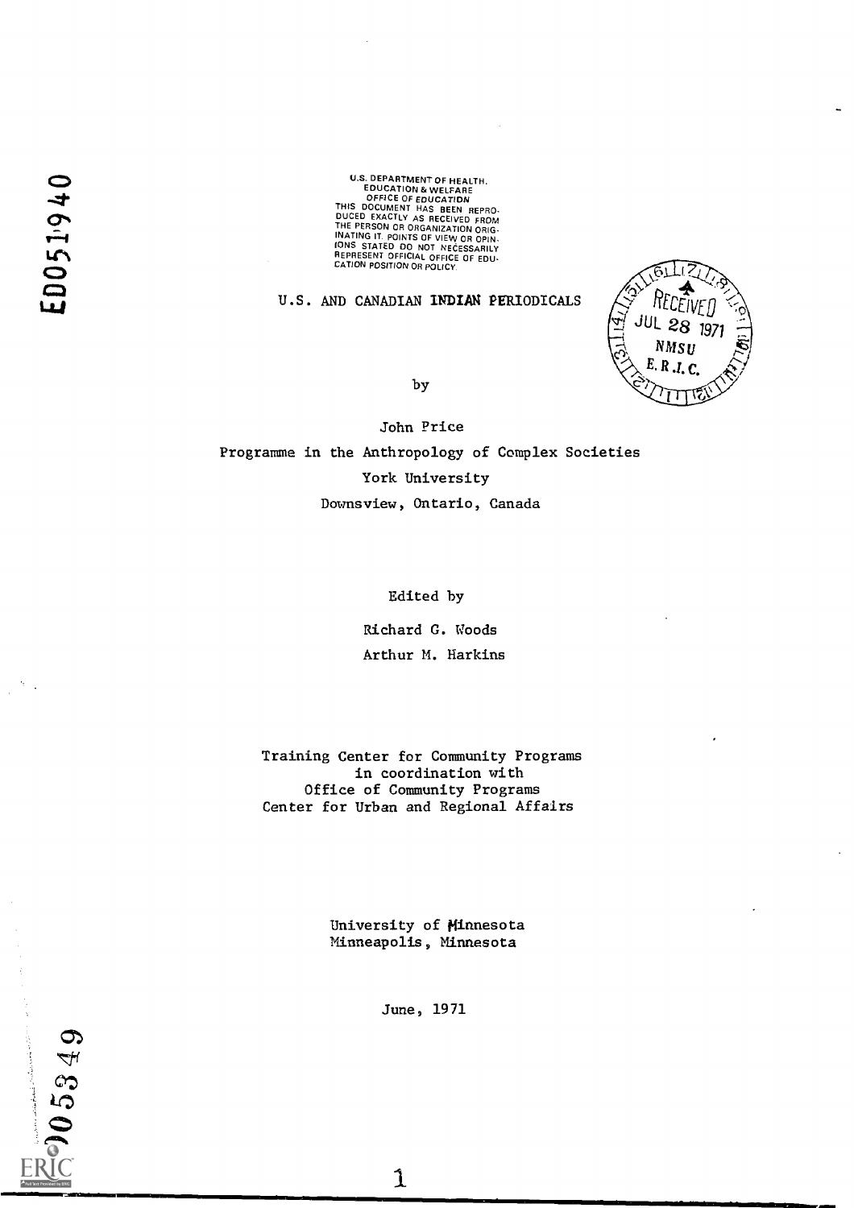U.S. DEPARTMENT OF HEALTH, EDUCATION & WELFARE
OFFICE OF EDUCATION
THIS DOCUMENT HAS BEEN REPRODUCED EXACTLY AS RECEIVED FROM THE PERSON OR ORGANIZATION ORIGINATING IT. POINTS OF VIEW OR OPINIONS STATED DO NOT NECESSARILY REPRESENT OFFICIAL OFFICE OF EDUCATION POSITION OR POLICY.

ED051940

# U.S. AND CANADIAN INDIAN PERIODICALS

RECEIVED
JUL 28 1971
NMSU
E.R.I.C.

by

John Price

Programme in the Anthropology of Complex Societies

York University

Downsview, Ontario, Canada

Edited by

Richard G. Woods

Arthur M. Harkins

Training Center for Community Programs
in coordination with
Office of Community Programs
Center for Urban and Regional Affairs

University of Minnesota
Minneapolis, Minnesota

June, 1971

005349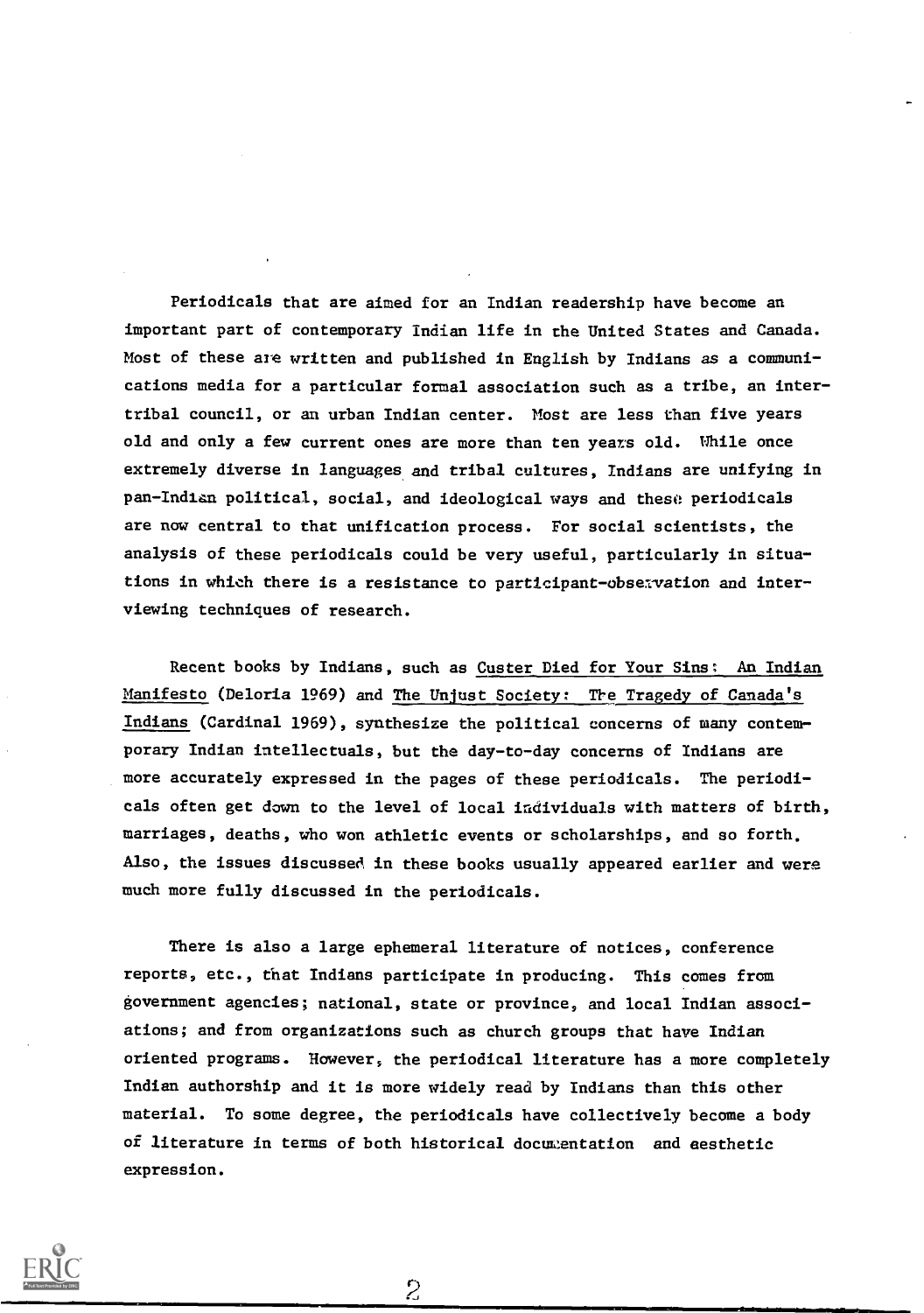Periodicals that are aimed for an Indian readership have become an important part of contemporary Indian life in the United States and Canada. Most of these are written and published in English by Indians as a communications media for a particular formal association such as a tribe, an intertribal council, or an urban Indian center. Most are less than five years old and only a few current ones are more than ten years old. While once extremely diverse in languages and tribal cultures, Indians are unifying in pan-Indian political, social, and ideological ways and these periodicals are now central to that unification process. For social scientists, the analysis of these periodicals could be very useful, particularly in situations in which there is a resistance to participant-observation and interviewing techniques of research.

Recent books by Indians, such as Custer Died for Your Sins: An Indian Manifesto (Deloria 1969) and The Unjust Society: The Tragedy of Canada's Indians (Cardinal 1969), synthesize the political concerns of many contemporary Indian intellectuals, but the day-to-day concerns of Indians are more accurately expressed in the pages of these periodicals. The periodicals often get down to the level of local individuals with matters of birth, marriages, deaths, who won athletic events or scholarships, and so forth. Also, the issues discussed in these books usually appeared earlier and were much more fully discussed in the periodicals.

There is also a large ephemeral literature of notices, conference reports, etc., that Indians participate in producing. This comes from government agencies; national, state or province, and local Indian associations; and from organizations such as church groups that have Indian oriented programs. However, the periodical literature has a more completely Indian authorship and it is more widely read by Indians than this other material. To some degree, the periodicals have collectively become a body of literature in terms of both historical documentation and aesthetic expression.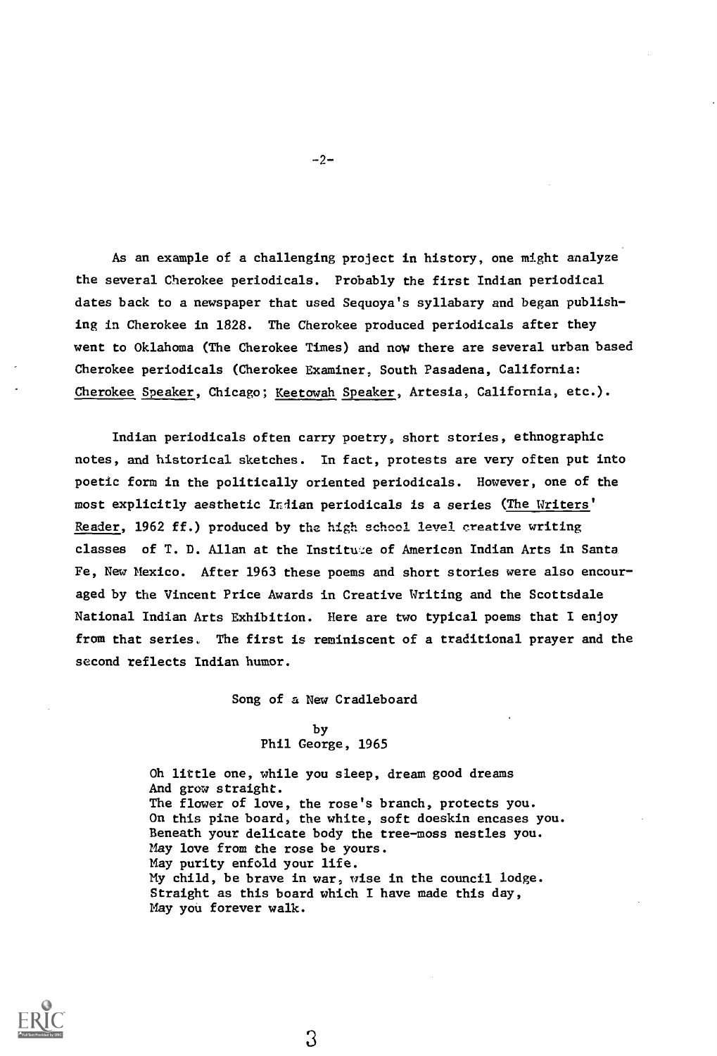As an example of a challenging project in history, one might analyze the several Cherokee periodicals. Probably the first Indian periodical dates back to a newspaper that used Sequoya's syllabary and began publishing in Cherokee in 1828. The Cherokee produced periodicals after they went to Oklahoma (The Cherokee Times) and now there are several urban based Cherokee periodicals (Cherokee Examiner, South Pasadena, California: Cherokee Speaker, Chicago; Keetowah Speaker, Artesia, California, etc.).

Indian periodicals often carry poetry, short stories, ethnographic notes, and historical sketches. In fact, protests are very often put into poetic form in the politically oriented periodicals. However, one of the most explicitly aesthetic Indian periodicals is a series (The Writers' Reader, 1962 ff.) produced by the high school level creative writing classes of T. D. Allan at the Institute of American Indian Arts in Santa Fe, New Mexico. After 1963 these poems and short stories were also encouraged by the Vincent Price Awards in Creative Writing and the Scottsdale National Indian Arts Exhibition. Here are two typical poems that I enjoy from that series. The first is reminiscent of a traditional prayer and the second reflects Indian humor.

Song of a New Cradleboard

by
Phil George, 1965

Oh little one, while you sleep, dream good dreams
And grow straight.
The flower of love, the rose's branch, protects you.
On this pine board, the white, soft doeskin encases you.
Beneath your delicate body the tree-moss nestles you.
May love from the rose be yours.
May purity enfold your life.
My child, be brave in war, wise in the council lodge.
Straight as this board which I have made this day,
May you forever walk.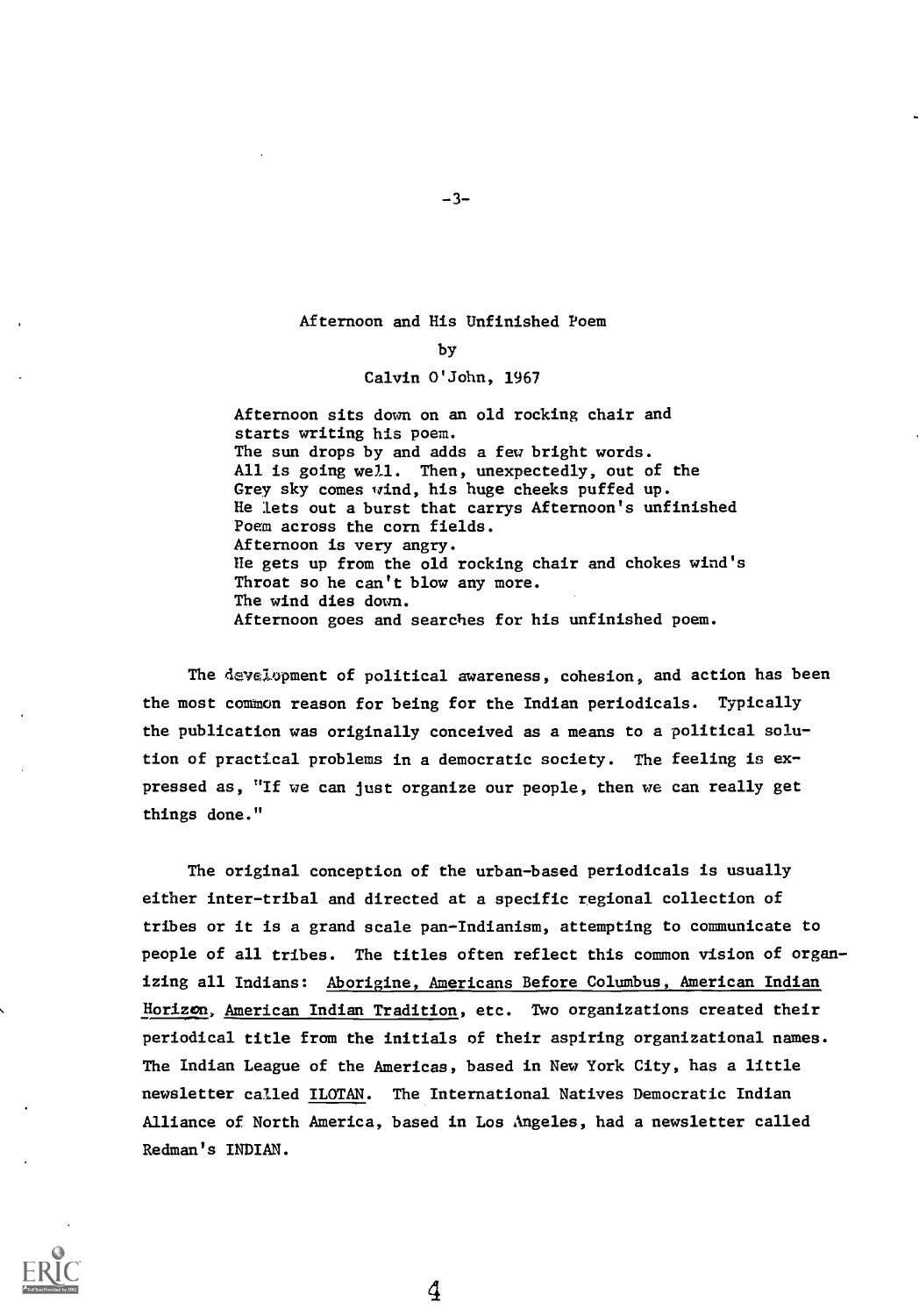Afternoon and His Unfinished Poem

by

Calvin O'John, 1967

Afternoon sits down on an old rocking chair and
starts writing his poem.
The sun drops by and adds a few bright words.
All is going well. Then, unexpectedly, out of the
Grey sky comes wind, his huge cheeks puffed up.
He lets out a burst that carrys Afternoon's unfinished
Poem across the corn fields.
Afternoon is very angry.
He gets up from the old rocking chair and chokes wind's
Throat so he can't blow any more.
The wind dies down.
Afternoon goes and searches for his unfinished poem.

The development of political awareness, cohesion, and action has been the most common reason for being for the Indian periodicals. Typically the publication was originally conceived as a means to a political solution of practical problems in a democratic society. The feeling is expressed as, "If we can just organize our people, then we can really get things done."

The original conception of the urban-based periodicals is usually either inter-tribal and directed at a specific regional collection of tribes or it is a grand scale pan-Indianism, attempting to communicate to people of all tribes. The titles often reflect this common vision of organizing all Indians: Aborigine, Americans Before Columbus, American Indian Horizon, American Indian Tradition, etc. Two organizations created their periodical title from the initials of their aspiring organizational names. The Indian League of the Americas, based in New York City, has a little newsletter called ILOTAN. The International Natives Democratic Indian Alliance of North America, based in Los Angeles, had a newsletter called Redman's INDIAN.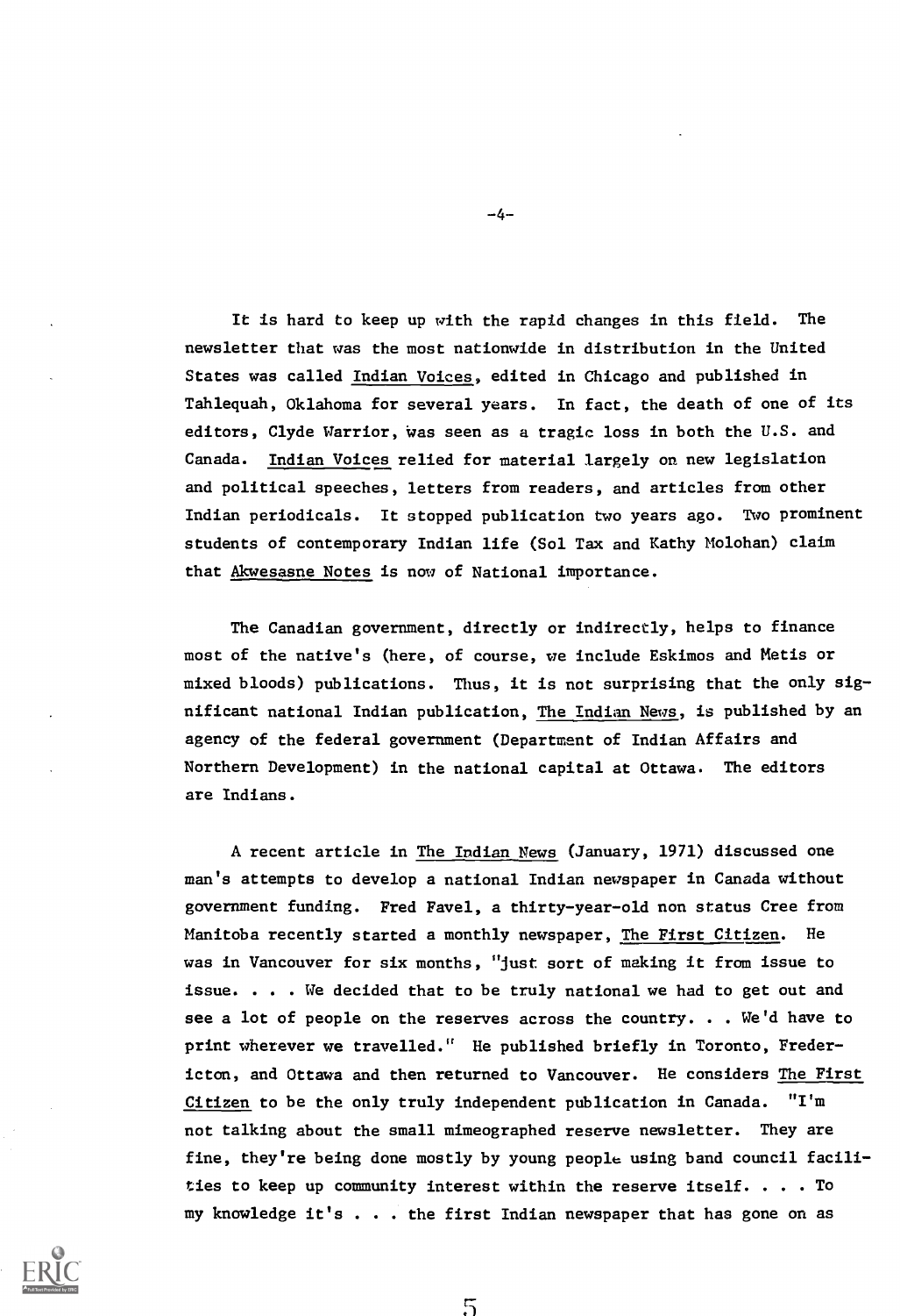It is hard to keep up with the rapid changes in this field. The newsletter that was the most nationwide in distribution in the United States was called Indian Voices, edited in Chicago and published in Tahlequah, Oklahoma for several years. In fact, the death of one of its editors, Clyde Warrior, was seen as a tragic loss in both the U.S. and Canada. Indian Voices relied for material largely on new legislation and political speeches, letters from readers, and articles from other Indian periodicals. It stopped publication two years ago. Two prominent students of contemporary Indian life (Sol Tax and Kathy Molohan) claim that Akwesasne Notes is now of National importance.

The Canadian government, directly or indirectly, helps to finance most of the native's (here, of course, we include Eskimos and Metis or mixed bloods) publications. Thus, it is not surprising that the only significant national Indian publication, The Indian News, is published by an agency of the federal government (Department of Indian Affairs and Northern Development) in the national capital at Ottawa. The editors are Indians.

A recent article in The Indian News (January, 1971) discussed one man's attempts to develop a national Indian newspaper in Canada without government funding. Fred Favel, a thirty-year-old non status Cree from Manitoba recently started a monthly newspaper, The First Citizen. He was in Vancouver for six months, "just sort of making it from issue to issue. . . . We decided that to be truly national we had to get out and see a lot of people on the reserves across the country. . . We'd have to print wherever we travelled." He published briefly in Toronto, Fredericton, and Ottawa and then returned to Vancouver. He considers The First Citizen to be the only truly independent publication in Canada. "I'm not talking about the small mimeographed reserve newsletter. They are fine, they're being done mostly by young people using band council facilities to keep up community interest within the reserve itself. . . . To my knowledge it's . . . the first Indian newspaper that has gone on as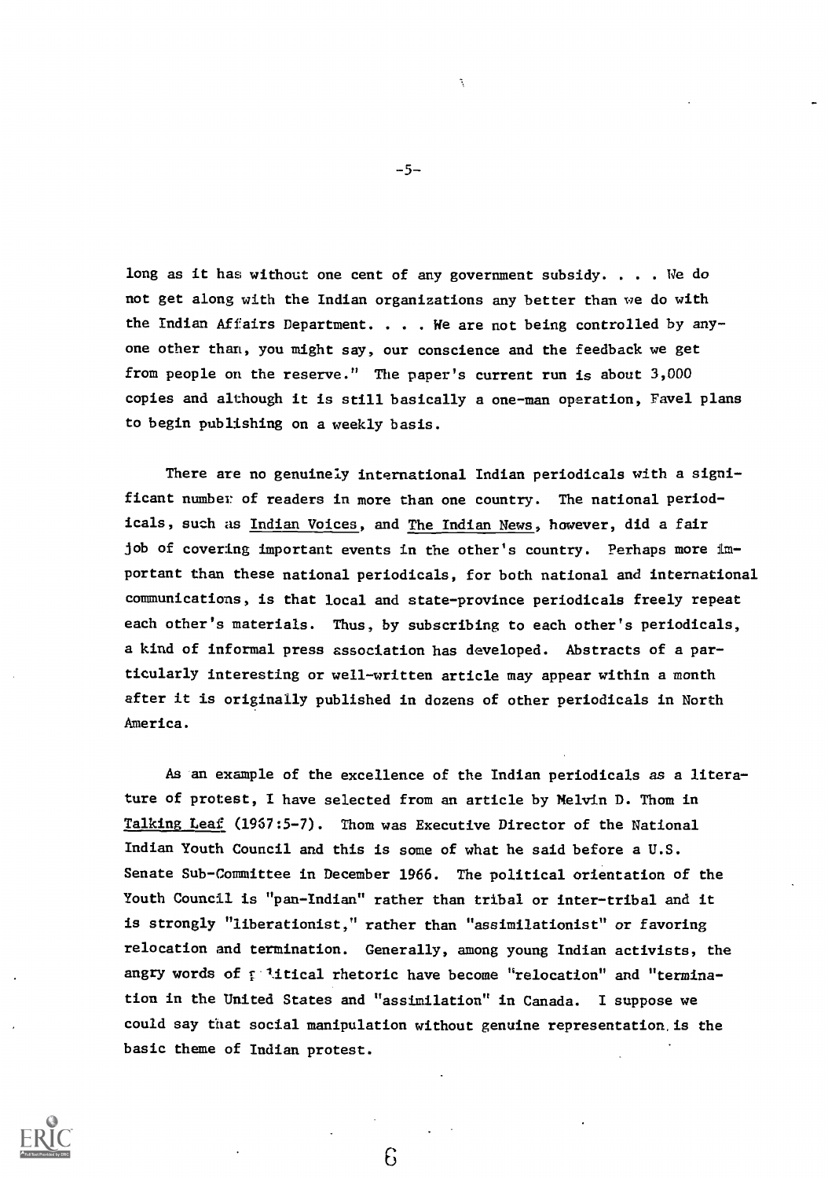long as it has without one cent of any government subsidy. . . . We do not get along with the Indian organizations any better than we do with the Indian Affairs Department. . . . We are not being controlled by anyone other than, you might say, our conscience and the feedback we get from people on the reserve." The paper's current run is about 3,000 copies and although it is still basically a one-man operation, Favel plans to begin publishing on a weekly basis.

There are no genuinely international Indian periodicals with a significant number of readers in more than one country. The national periodicals, such as Indian Voices, and The Indian News, however, did a fair job of covering important events in the other's country. Perhaps more important than these national periodicals, for both national and international communications, is that local and state-province periodicals freely repeat each other's materials. Thus, by subscribing to each other's periodicals, a kind of informal press association has developed. Abstracts of a particularly interesting or well-written article may appear within a month after it is originally published in dozens of other periodicals in North America.

As an example of the excellence of the Indian periodicals as a literature of protest, I have selected from an article by Melvin D. Thom in Talking Leaf (1967:5-7). Thom was Executive Director of the National Indian Youth Council and this is some of what he said before a U.S. Senate Sub-Committee in December 1966. The political orientation of the Youth Council is "pan-Indian" rather than tribal or inter-tribal and it is strongly "liberationist," rather than "assimilationist" or favoring relocation and termination. Generally, among young Indian activists, the angry words of political rhetoric have become "relocation" and "termination in the United States and "assimilation" in Canada. I suppose we could say that social manipulation without genuine representation is the basic theme of Indian protest.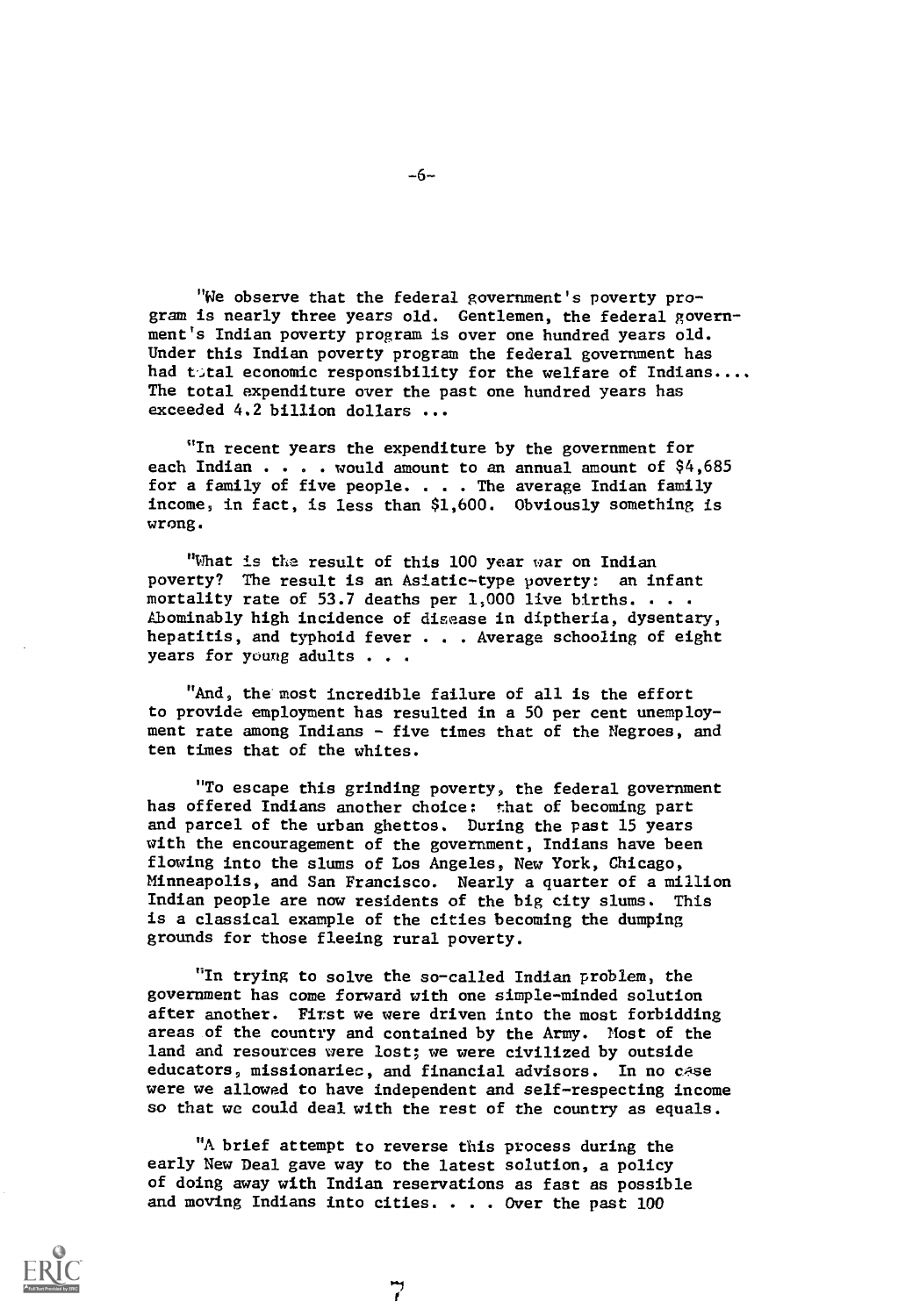"We observe that the federal government's poverty program is nearly three years old. Gentlemen, the federal government's Indian poverty program is over one hundred years old. Under this Indian poverty program the federal government has had total economic responsibility for the welfare of Indians.... The total expenditure over the past one hundred years has exceeded 4.2 billion dollars ...

"In recent years the expenditure by the government for each Indian . . . . would amount to an annual amount of $4,685 for a family of five people. . . . The average Indian family income, in fact, is less than $1,600. Obviously something is wrong.

"What is the result of this 100 year war on Indian poverty? The result is an Asiatic-type poverty: an infant mortality rate of 53.7 deaths per 1,000 live births. . . . Abominably high incidence of disease in diptheria, dysentary, hepatitis, and typhoid fever . . . Average schooling of eight years for young adults . . .

"And, the most incredible failure of all is the effort to provide employment has resulted in a 50 per cent unemployment rate among Indians - five times that of the Negroes, and ten times that of the whites.

"To escape this grinding poverty, the federal government has offered Indians another choice: that of becoming part and parcel of the urban ghettos. During the past 15 years with the encouragement of the government, Indians have been flowing into the slums of Los Angeles, New York, Chicago, Minneapolis, and San Francisco. Nearly a quarter of a million Indian people are now residents of the big city slums. This is a classical example of the cities becoming the dumping grounds for those fleeing rural poverty.

"In trying to solve the so-called Indian problem, the government has come forward with one simple-minded solution after another. First we were driven into the most forbidding areas of the country and contained by the Army. Most of the land and resources were lost; we were civilized by outside educators, missionaries, and financial advisors. In no case were we allowed to have independent and self-respecting income so that we could deal with the rest of the country as equals.

"A brief attempt to reverse this process during the early New Deal gave way to the latest solution, a policy of doing away with Indian reservations as fast as possible and moving Indians into cities. . . . Over the past 100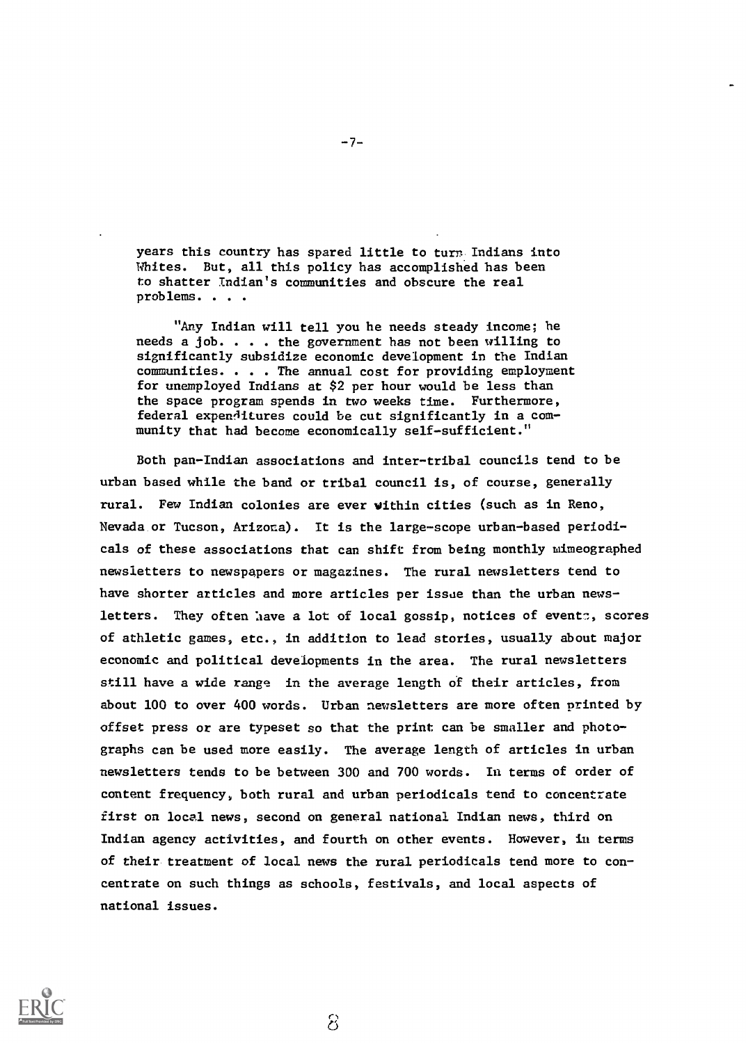> years this country has spared little to turn Indians into Whites. But, all this policy has accomplished has been to shatter Indian's communities and obscure the real problems. . . .
>
> "Any Indian will tell you he needs steady income; he needs a job. . . . the government has not been willing to significantly subsidize economic development in the Indian communities. . . . The annual cost for providing employment for unemployed Indians at $2 per hour would be less than the space program spends in two weeks time. Furthermore, federal expenditures could be cut significantly in a community that had become economically self-sufficient."

Both pan-Indian associations and inter-tribal councils tend to be urban based while the band or tribal council is, of course, generally rural. Few Indian colonies are ever within cities (such as in Reno, Nevada or Tucson, Arizona). It is the large-scope urban-based periodicals of these associations that can shift from being monthly mimeographed newsletters to newspapers or magazines. The rural newsletters tend to have shorter articles and more articles per issue than the urban newsletters. They often have a lot of local gossip, notices of events, scores of athletic games, etc., in addition to lead stories, usually about major economic and political developments in the area. The rural newsletters still have a wide range in the average length of their articles, from about 100 to over 400 words. Urban newsletters are more often printed by offset press or are typeset so that the print can be smaller and photographs can be used more easily. The average length of articles in urban newsletters tends to be between 300 and 700 words. In terms of order of content frequency, both rural and urban periodicals tend to concentrate first on local news, second on general national Indian news, third on Indian agency activities, and fourth on other events. However, in terms of their treatment of local news the rural periodicals tend more to concentrate on such things as schools, festivals, and local aspects of national issues.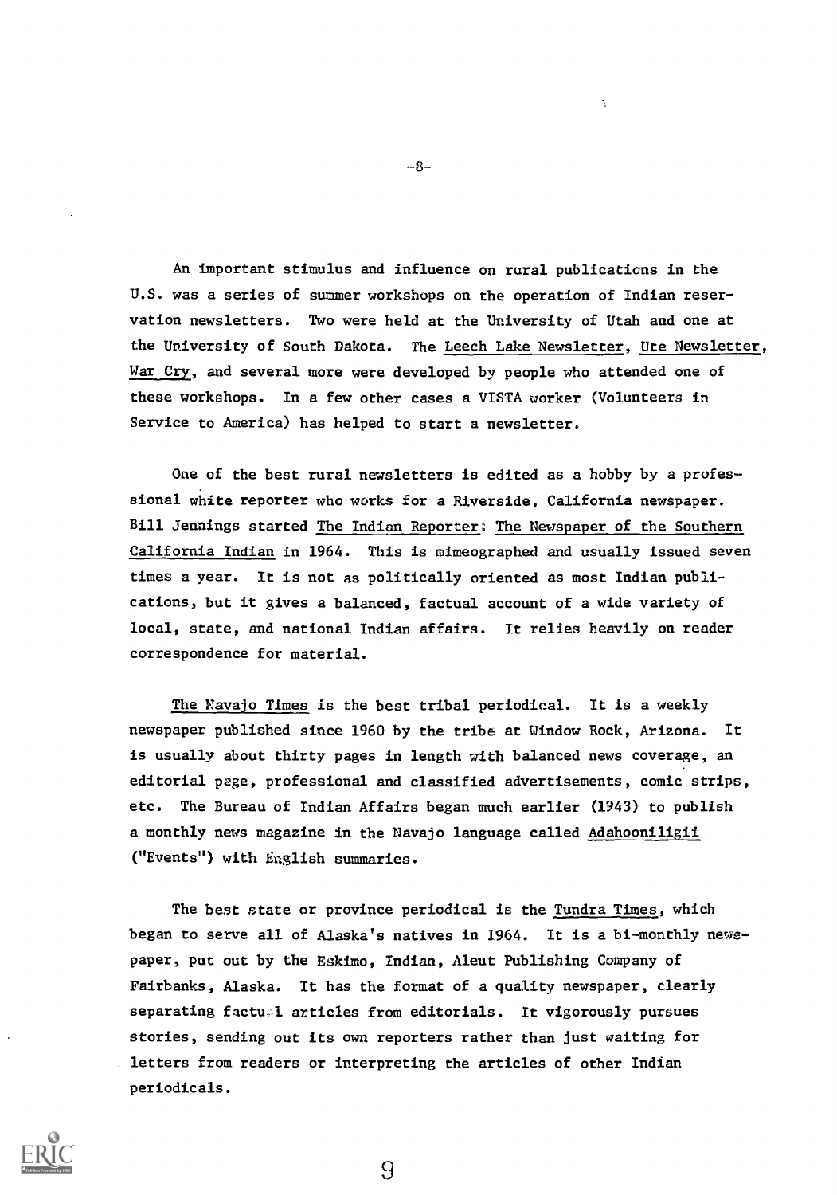An important stimulus and influence on rural publications in the U.S. was a series of summer workshops on the operation of Indian reservation newsletters. Two were held at the University of Utah and one at the University of South Dakota. The Leech Lake Newsletter, Ute Newsletter, War Cry, and several more were developed by people who attended one of these workshops. In a few other cases a VISTA worker (Volunteers in Service to America) has helped to start a newsletter.

One of the best rural newsletters is edited as a hobby by a professional white reporter who works for a Riverside, California newspaper. Bill Jennings started The Indian Reporter: The Newspaper of the Southern California Indian in 1964. This is mimeographed and usually issued seven times a year. It is not as politically oriented as most Indian publications, but it gives a balanced, factual account of a wide variety of local, state, and national Indian affairs. It relies heavily on reader correspondence for material.

The Navajo Times is the best tribal periodical. It is a weekly newspaper published since 1960 by the tribe at Window Rock, Arizona. It is usually about thirty pages in length with balanced news coverage, an editorial page, professional and classified advertisements, comic strips, etc. The Bureau of Indian Affairs began much earlier (1943) to publish a monthly news magazine in the Navajo language called Adahooniligii ("Events") with English summaries.

The best state or province periodical is the Tundra Times, which began to serve all of Alaska's natives in 1964. It is a bi-monthly newspaper, put out by the Eskimo, Indian, Aleut Publishing Company of Fairbanks, Alaska. It has the format of a quality newspaper, clearly separating factual articles from editorials. It vigorously pursues stories, sending out its own reporters rather than just waiting for letters from readers or interpreting the articles of other Indian periodicals.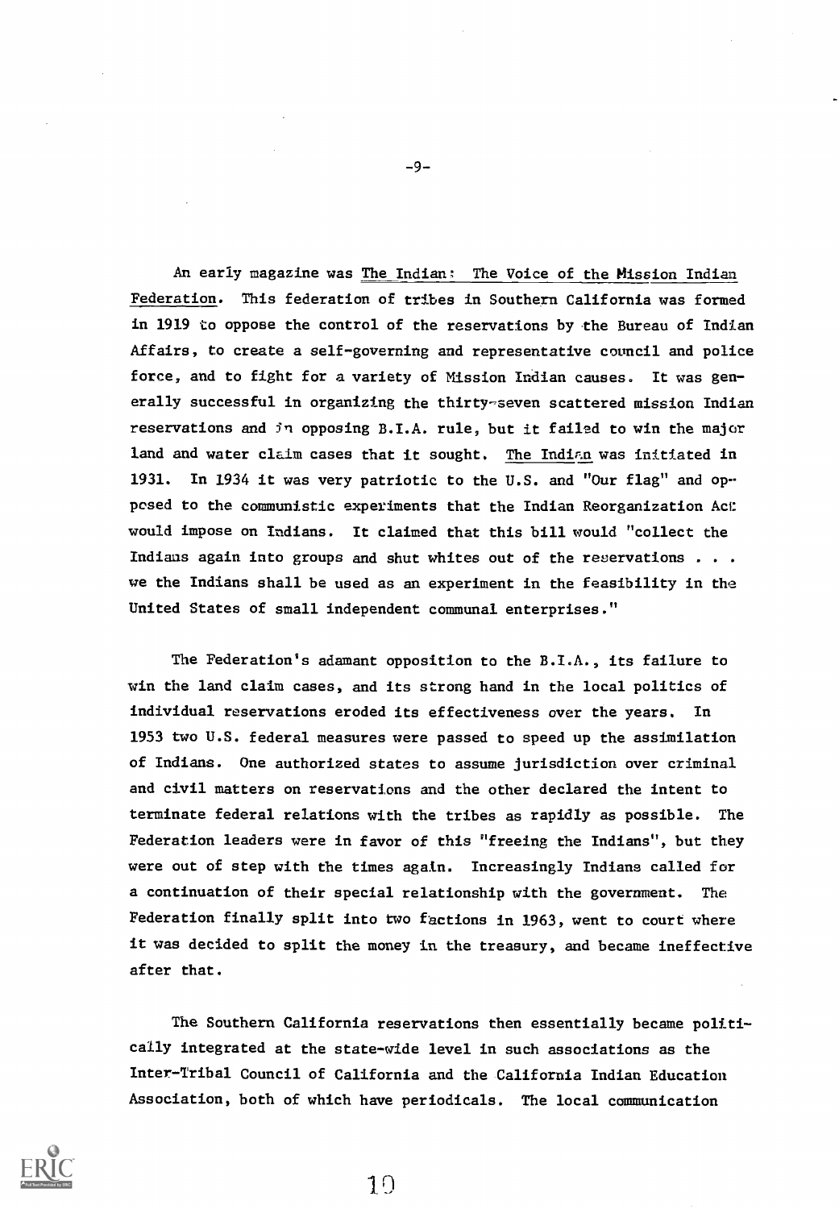An early magazine was The Indian: The Voice of the Mission Indian Federation. This federation of tribes in Southern California was formed in 1919 to oppose the control of the reservations by the Bureau of Indian Affairs, to create a self-governing and representative council and police force, and to fight for a variety of Mission Indian causes. It was generally successful in organizing the thirty-seven scattered mission Indian reservations and in opposing B.I.A. rule, but it failed to win the major land and water claim cases that it sought. The Indian was initiated in 1931. In 1934 it was very patriotic to the U.S. and "Our flag" and opposed to the communistic experiments that the Indian Reorganization Act would impose on Indians. It claimed that this bill would "collect the Indians again into groups and shut whites out of the reservations . . . we the Indians shall be used as an experiment in the feasibility in the United States of small independent communal enterprises."

The Federation's adamant opposition to the B.I.A., its failure to win the land claim cases, and its strong hand in the local politics of individual reservations eroded its effectiveness over the years. In 1953 two U.S. federal measures were passed to speed up the assimilation of Indians. One authorized states to assume jurisdiction over criminal and civil matters on reservations and the other declared the intent to terminate federal relations with the tribes as rapidly as possible. The Federation leaders were in favor of this "freeing the Indians", but they were out of step with the times again. Increasingly Indians called for a continuation of their special relationship with the government. The Federation finally split into two factions in 1963, went to court where it was decided to split the money in the treasury, and became ineffective after that.

The Southern California reservations then essentially became politically integrated at the state-wide level in such associations as the Inter-Tribal Council of California and the California Indian Education Association, both of which have periodicals. The local communication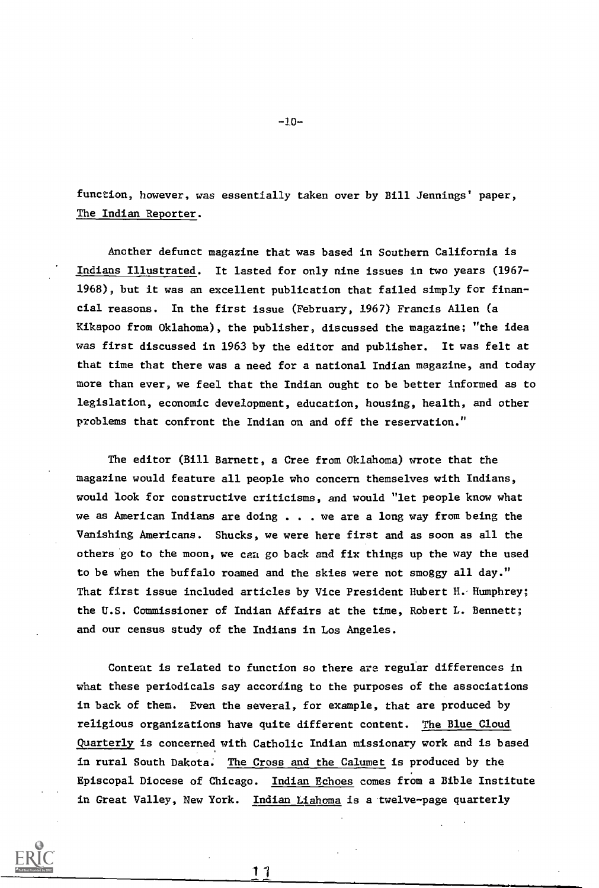function, however, was essentially taken over by Bill Jennings' paper, The Indian Reporter.

Another defunct magazine that was based in Southern California is Indians Illustrated. It lasted for only nine issues in two years (1967-1968), but it was an excellent publication that failed simply for financial reasons. In the first issue (February, 1967) Francis Allen (a Kikapoo from Oklahoma), the publisher, discussed the magazine; "the idea was first discussed in 1963 by the editor and publisher. It was felt at that time that there was a need for a national Indian magazine, and today more than ever, we feel that the Indian ought to be better informed as to legislation, economic development, education, housing, health, and other problems that confront the Indian on and off the reservation."

The editor (Bill Barnett, a Cree from Oklahoma) wrote that the magazine would feature all people who concern themselves with Indians, would look for constructive criticisms, and would "let people know what we as American Indians are doing . . . we are a long way from being the Vanishing Americans. Shucks, we were here first and as soon as all the others go to the moon, we can go back and fix things up the way the used to be when the buffalo roamed and the skies were not smoggy all day." That first issue included articles by Vice President Hubert H. Humphrey; the U.S. Commissioner of Indian Affairs at the time, Robert L. Bennett; and our census study of the Indians in Los Angeles.

Content is related to function so there are regular differences in what these periodicals say according to the purposes of the associations in back of them. Even the several, for example, that are produced by religious organizations have quite different content. The Blue Cloud Quarterly is concerned with Catholic Indian missionary work and is based in rural South Dakota. The Cross and the Calumet is produced by the Episcopal Diocese of Chicago. Indian Echoes comes from a Bible Institute in Great Valley, New York. Indian Liahoma is a twelve-page quarterly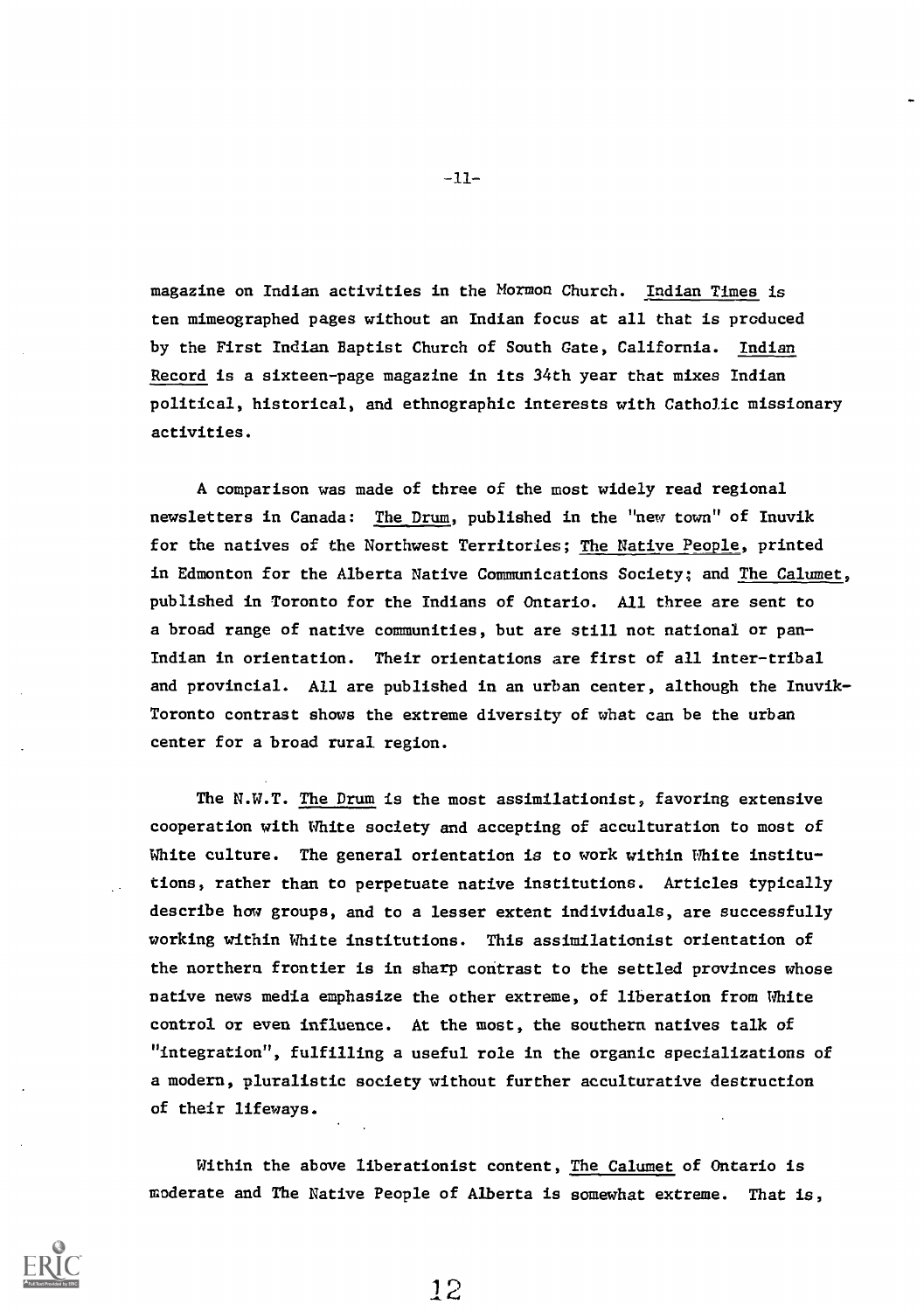magazine on Indian activities in the Mormon Church. Indian Times is ten mimeographed pages without an Indian focus at all that is produced by the First Indian Baptist Church of South Gate, California. Indian Record is a sixteen-page magazine in its 34th year that mixes Indian political, historical, and ethnographic interests with Catholic missionary activities.

A comparison was made of three of the most widely read regional newsletters in Canada: The Drum, published in the "new town" of Inuvik for the natives of the Northwest Territories; The Native People, printed in Edmonton for the Alberta Native Communications Society; and The Calumet, published in Toronto for the Indians of Ontario. All three are sent to a broad range of native communities, but are still not national or pan-Indian in orientation. Their orientations are first of all inter-tribal and provincial. All are published in an urban center, although the Inuvik-Toronto contrast shows the extreme diversity of what can be the urban center for a broad rural region.

The N.W.T. The Drum is the most assimilationist, favoring extensive cooperation with White society and accepting of acculturation to most of White culture. The general orientation is to work within White institutions, rather than to perpetuate native institutions. Articles typically describe how groups, and to a lesser extent individuals, are successfully working within White institutions. This assimilationist orientation of the northern frontier is in sharp contrast to the settled provinces whose native news media emphasize the other extreme, of liberation from White control or even influence. At the most, the southern natives talk of "integration", fulfilling a useful role in the organic specializations of a modern, pluralistic society without further acculturative destruction of their lifeways.

Within the above liberationist content, The Calumet of Ontario is moderate and The Native People of Alberta is somewhat extreme. That is,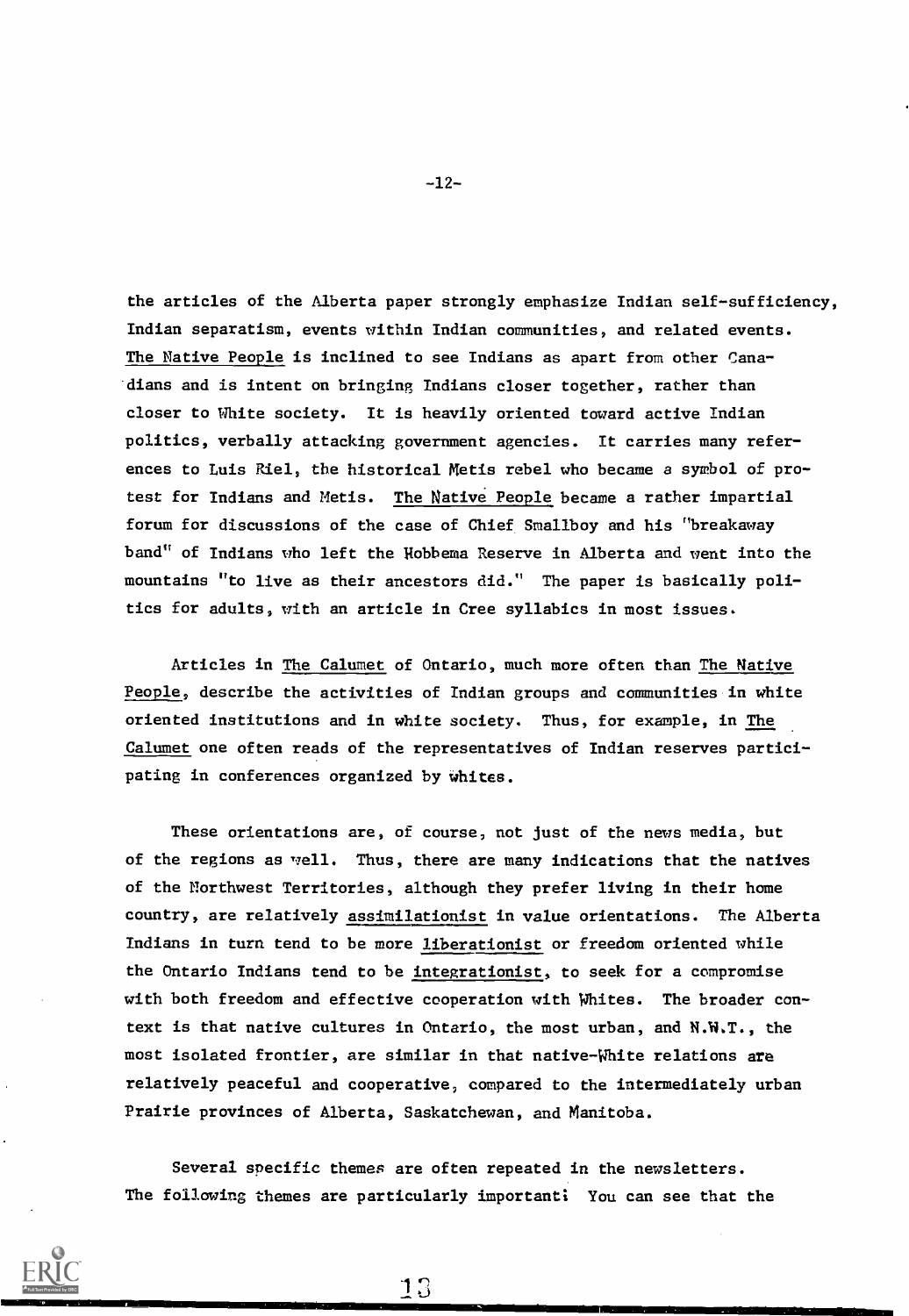the articles of the Alberta paper strongly emphasize Indian self-sufficiency, Indian separatism, events within Indian communities, and related events. The Native People is inclined to see Indians as apart from other Canadians and is intent on bringing Indians closer together, rather than closer to White society. It is heavily oriented toward active Indian politics, verbally attacking government agencies. It carries many references to Luis Riel, the historical Metis rebel who became a symbol of protest for Indians and Metis. The Native People became a rather impartial forum for discussions of the case of Chief Smallboy and his "breakaway band" of Indians who left the Hobbema Reserve in Alberta and went into the mountains "to live as their ancestors did." The paper is basically politics for adults, with an article in Cree syllabics in most issues.

Articles in The Calumet of Ontario, much more often than The Native People, describe the activities of Indian groups and communities in white oriented institutions and in white society. Thus, for example, in The Calumet one often reads of the representatives of Indian reserves participating in conferences organized by whites.

These orientations are, of course, not just of the news media, but of the regions as well. Thus, there are many indications that the natives of the Northwest Territories, although they prefer living in their home country, are relatively assimilationist in value orientations. The Alberta Indians in turn tend to be more liberationist or freedom oriented while the Ontario Indians tend to be integrationist, to seek for a compromise with both freedom and effective cooperation with Whites. The broader context is that native cultures in Ontario, the most urban, and N.W.T., the most isolated frontier, are similar in that native-White relations are relatively peaceful and cooperative, compared to the intermediately urban Prairie provinces of Alberta, Saskatchewan, and Manitoba.

Several specific themes are often repeated in the newsletters. The following themes are particularly important: You can see that the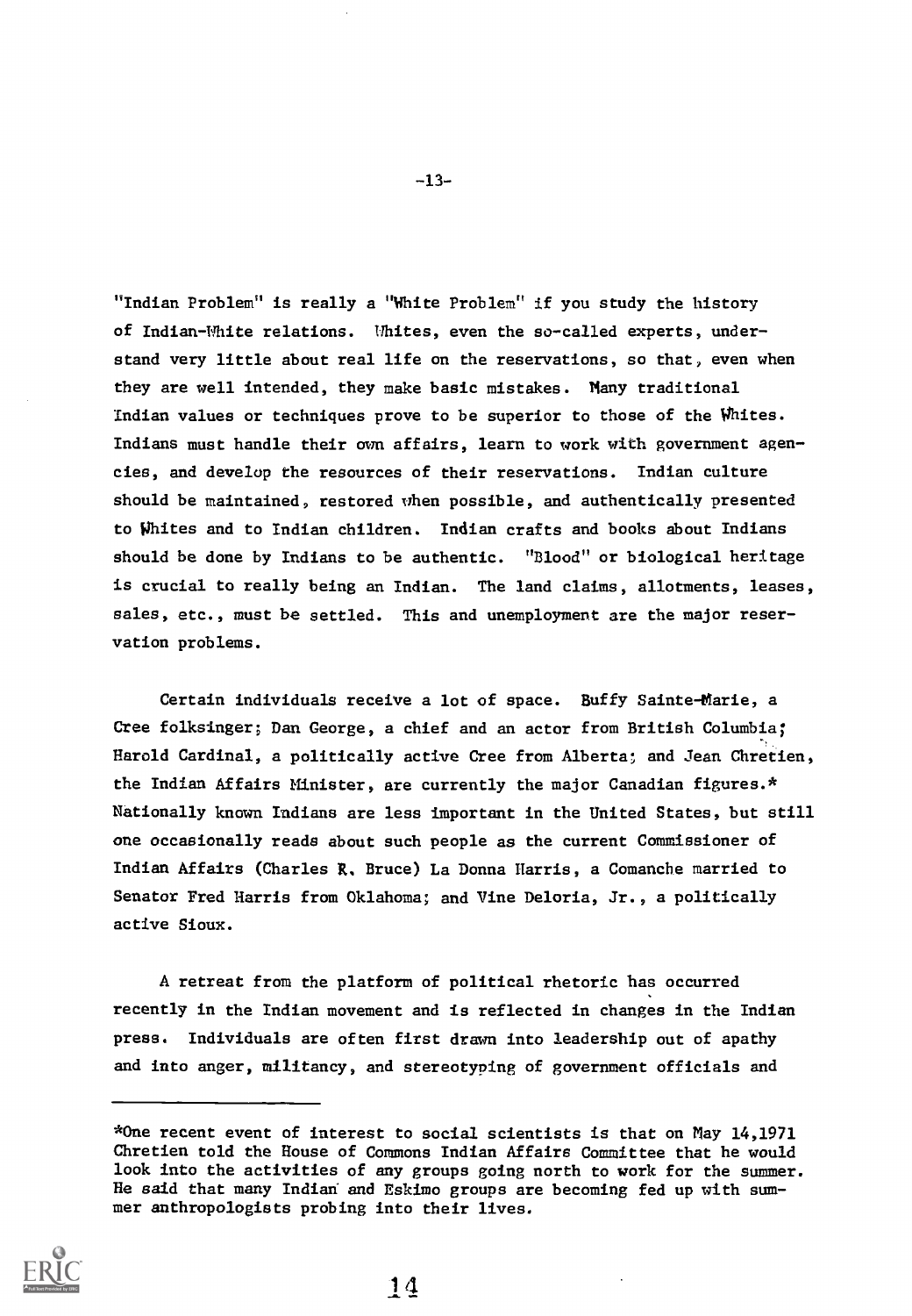"Indian Problem" is really a "White Problem" if you study the history of Indian-White relations. Whites, even the so-called experts, understand very little about real life on the reservations, so that, even when they are well intended, they make basic mistakes. Many traditional Indian values or techniques prove to be superior to those of the Whites. Indians must handle their own affairs, learn to work with government agencies, and develop the resources of their reservations. Indian culture should be maintained, restored when possible, and authentically presented to Whites and to Indian children. Indian crafts and books about Indians should be done by Indians to be authentic. "Blood" or biological heritage is crucial to really being an Indian. The land claims, allotments, leases, sales, etc., must be settled. This and unemployment are the major reservation problems.

Certain individuals receive a lot of space. Buffy Sainte-Marie, a Cree folksinger; Dan George, a chief and an actor from British Columbia; Harold Cardinal, a politically active Cree from Alberta; and Jean Chretien, the Indian Affairs Minister, are currently the major Canadian figures.* Nationally known Indians are less important in the United States, but still one occasionally reads about such people as the current Commissioner of Indian Affairs (Charles R. Bruce) La Donna Harris, a Comanche married to Senator Fred Harris from Oklahoma; and Vine Deloria, Jr., a politically active Sioux.

A retreat from the platform of political rhetoric has occurred recently in the Indian movement and is reflected in changes in the Indian press. Individuals are often first drawn into leadership out of apathy and into anger, militancy, and stereotyping of government officials and

---

*One recent event of interest to social scientists is that on May 14,1971 Chretien told the House of Commons Indian Affairs Committee that he would look into the activities of any groups going north to work for the summer. He said that many Indian and Eskimo groups are becoming fed up with summer anthropologists probing into their lives.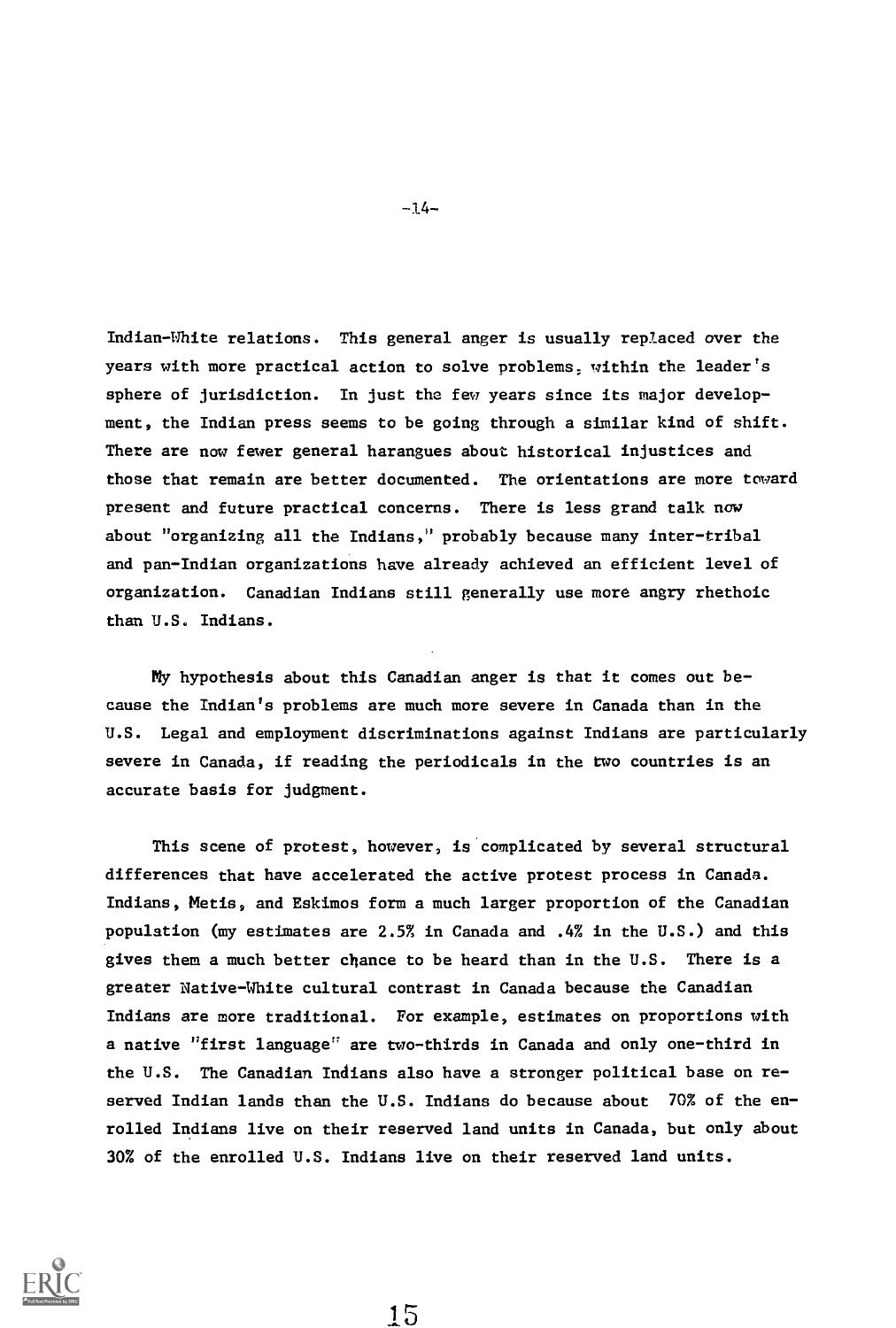Indian-White relations. This general anger is usually replaced over the years with more practical action to solve problems, within the leader's sphere of jurisdiction. In just the few years since its major development, the Indian press seems to be going through a similar kind of shift. There are now fewer general harangues about historical injustices and those that remain are better documented. The orientations are more toward present and future practical concerns. There is less grand talk now about "organizing all the Indians," probably because many inter-tribal and pan-Indian organizations have already achieved an efficient level of organization. Canadian Indians still generally use more angry rhethoic than U.S. Indians.

My hypothesis about this Canadian anger is that it comes out because the Indian's problems are much more severe in Canada than in the U.S. Legal and employment discriminations against Indians are particularly severe in Canada, if reading the periodicals in the two countries is an accurate basis for judgment.

This scene of protest, however, is complicated by several structural differences that have accelerated the active protest process in Canada. Indians, Metis, and Eskimos form a much larger proportion of the Canadian population (my estimates are 2.5% in Canada and .4% in the U.S.) and this gives them a much better chance to be heard than in the U.S. There is a greater Native-White cultural contrast in Canada because the Canadian Indians are more traditional. For example, estimates on proportions with a native "first language" are two-thirds in Canada and only one-third in the U.S. The Canadian Indians also have a stronger political base on reserved Indian lands than the U.S. Indians do because about 70% of the enrolled Indians live on their reserved land units in Canada, but only about 30% of the enrolled U.S. Indians live on their reserved land units.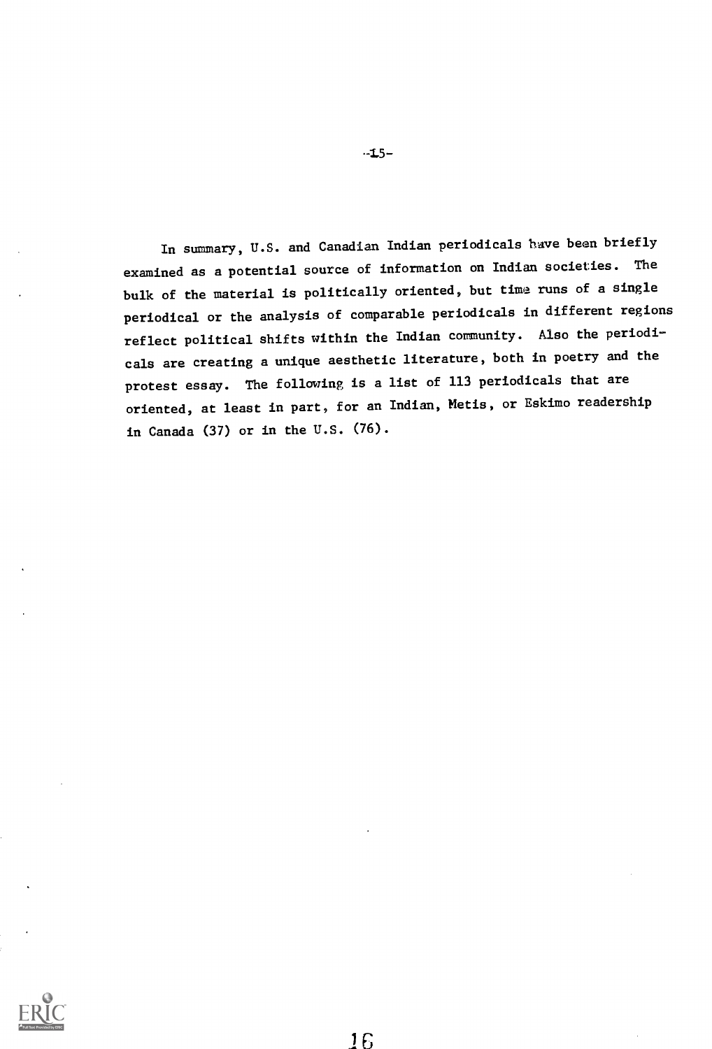In summary, U.S. and Canadian Indian periodicals have been briefly examined as a potential source of information on Indian societies. The bulk of the material is politically oriented, but time runs of a single periodical or the analysis of comparable periodicals in different regions reflect political shifts within the Indian community. Also the periodicals are creating a unique aesthetic literature, both in poetry and the protest essay. The following is a list of 113 periodicals that are oriented, at least in part, for an Indian, Metis, or Eskimo readership in Canada (37) or in the U.S. (76).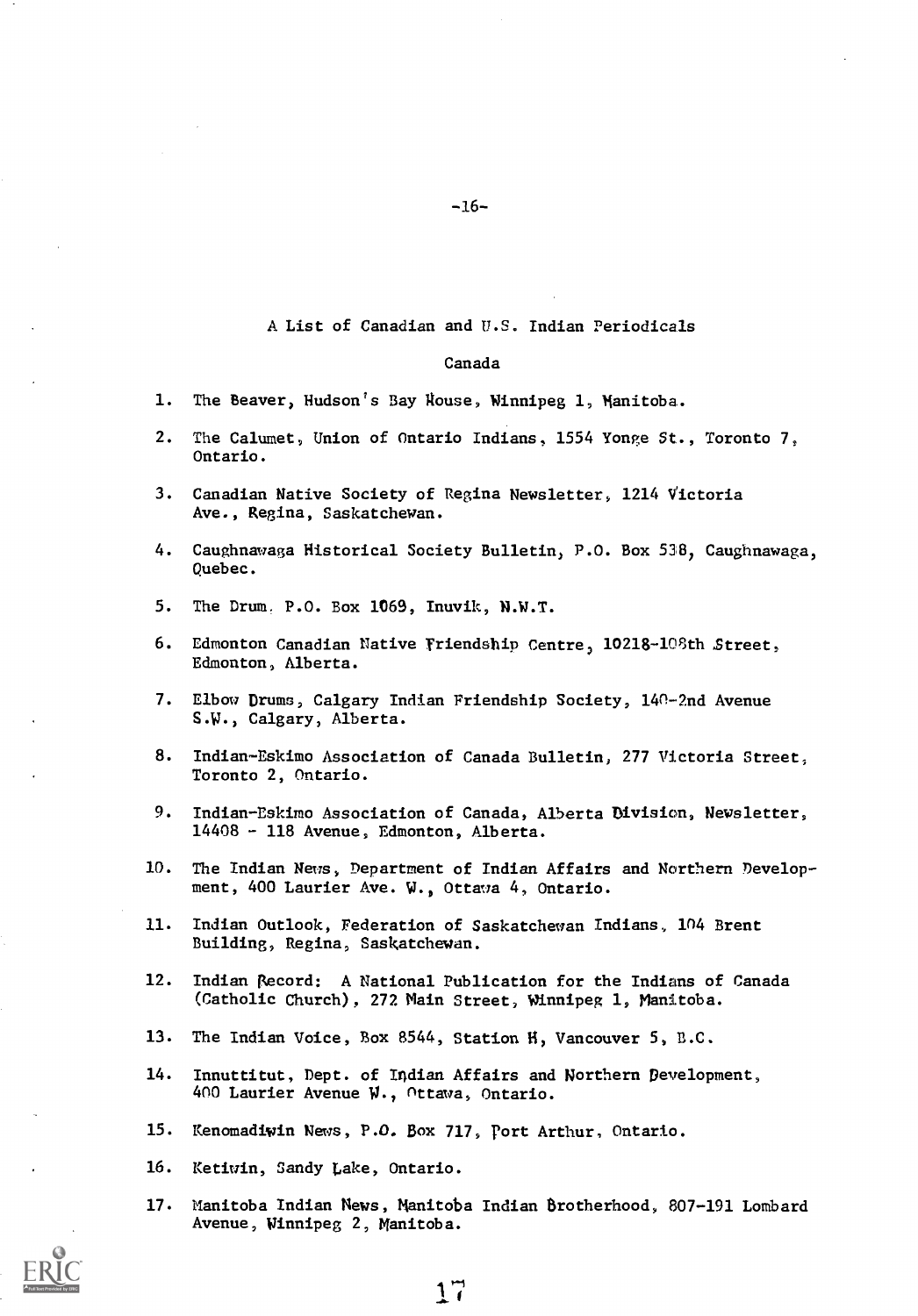A List of Canadian and U.S. Indian Periodicals

Canada

1. The Beaver, Hudson's Bay House, Winnipeg 1, Manitoba.

2. The Calumet, Union of Ontario Indians, 1554 Yonge St., Toronto 7, Ontario.

3. Canadian Native Society of Regina Newsletter, 1214 Victoria Ave., Regina, Saskatchewan.

4. Caughnawaga Historical Society Bulletin, P.O. Box 538, Caughnawaga, Quebec.

5. The Drum, P.O. Box 1069, Inuvik, N.W.T.

6. Edmonton Canadian Native Friendship Centre, 10218-108th Street, Edmonton, Alberta.

7. Elbow Drums, Calgary Indian Friendship Society, 140-2nd Avenue S.W., Calgary, Alberta.

8. Indian-Eskimo Association of Canada Bulletin, 277 Victoria Street, Toronto 2, Ontario.

9. Indian-Eskimo Association of Canada, Alberta Division, Newsletter, 14408 - 118 Avenue, Edmonton, Alberta.

10. The Indian News, Department of Indian Affairs and Northern Development, 400 Laurier Ave. W., Ottawa 4, Ontario.

11. Indian Outlook, Federation of Saskatchewan Indians, 104 Brent Building, Regina, Saskatchewan.

12. Indian Record: A National Publication for the Indians of Canada (Catholic Church), 272 Main Street, Winnipeg 1, Manitoba.

13. The Indian Voice, Box 8544, Station H, Vancouver 5, B.C.

14. Innuttitut, Dept. of Indian Affairs and Northern Development, 400 Laurier Avenue W., Ottawa, Ontario.

15. Kenomadiwin News, P.O. Box 717, Port Arthur, Ontario.

16. Ketiwin, Sandy Lake, Ontario.

17. Manitoba Indian News, Manitoba Indian Brotherhood, 807-191 Lombard Avenue, Winnipeg 2, Manitoba.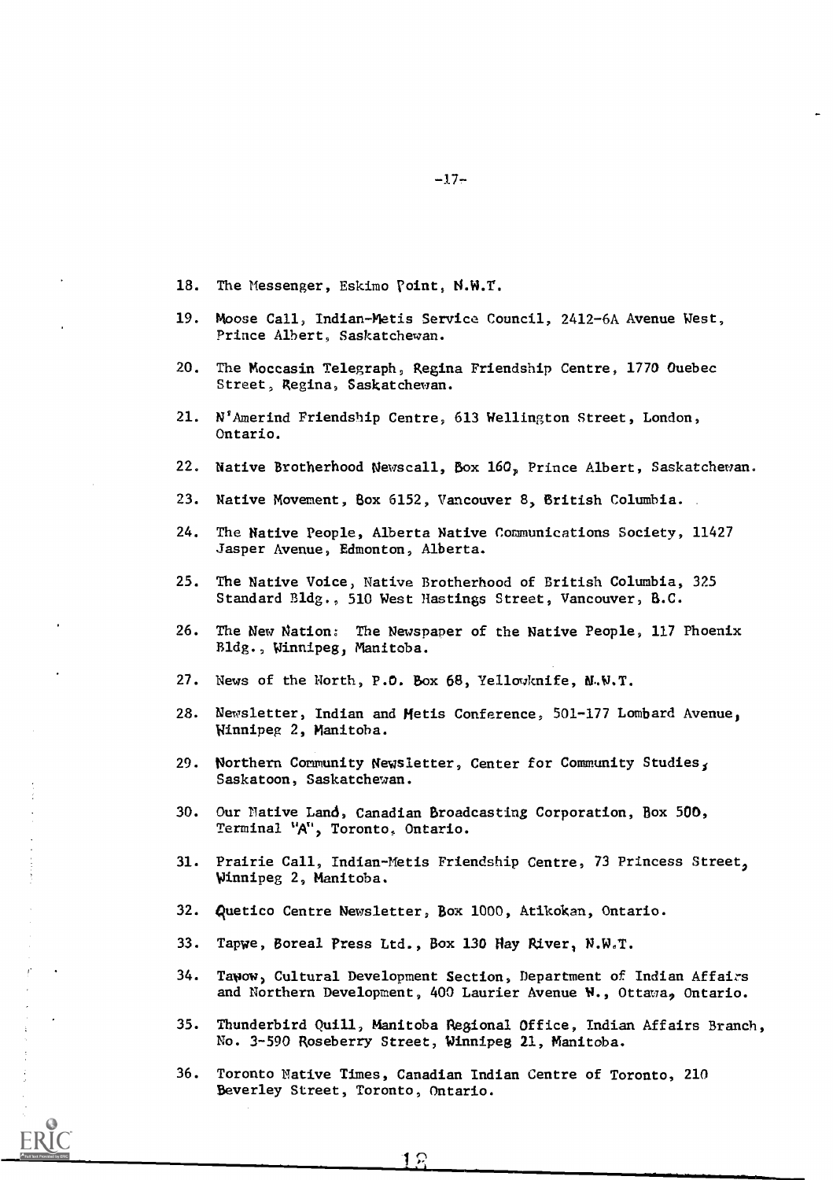18. The Messenger, Eskimo Point, N.W.T.

19. Moose Call, Indian-Metis Service Council, 2412-6A Avenue West, Prince Albert, Saskatchewan.

20. The Moccasin Telegraph, Regina Friendship Centre, 1770 Quebec Street, Regina, Saskatchewan.

21. N'Amerind Friendship Centre, 613 Wellington Street, London, Ontario.

22. Native Brotherhood Newscall, Box 160, Prince Albert, Saskatchewan.

23. Native Movement, Box 6152, Vancouver 8, British Columbia.

24. The Native People, Alberta Native Communications Society, 11427 Jasper Avenue, Edmonton, Alberta.

25. The Native Voice, Native Brotherhood of British Columbia, 325 Standard Bldg., 510 West Hastings Street, Vancouver, B.C.

26. The New Nation: The Newspaper of the Native People, 117 Phoenix Bldg., Winnipeg, Manitoba.

27. News of the North, P.O. Box 68, Yellowknife, N.W.T.

28. Newsletter, Indian and Metis Conference, 501-177 Lombard Avenue, Winnipeg 2, Manitoba.

29. Northern Community Newsletter, Center for Community Studies, Saskatoon, Saskatchewan.

30. Our Native Land, Canadian Broadcasting Corporation, Box 500, Terminal "A", Toronto, Ontario.

31. Prairie Call, Indian-Metis Friendship Centre, 73 Princess Street, Winnipeg 2, Manitoba.

32. Quetico Centre Newsletter, Box 1000, Atikokan, Ontario.

33. Tapwe, Boreal Press Ltd., Box 130 Hay River, N.W.T.

34. Tawow, Cultural Development Section, Department of Indian Affairs and Northern Development, 400 Laurier Avenue W., Ottawa, Ontario.

35. Thunderbird Quill, Manitoba Regional Office, Indian Affairs Branch, No. 3-590 Roseberry Street, Winnipeg 21, Manitoba.

36. Toronto Native Times, Canadian Indian Centre of Toronto, 210 Beverley Street, Toronto, Ontario.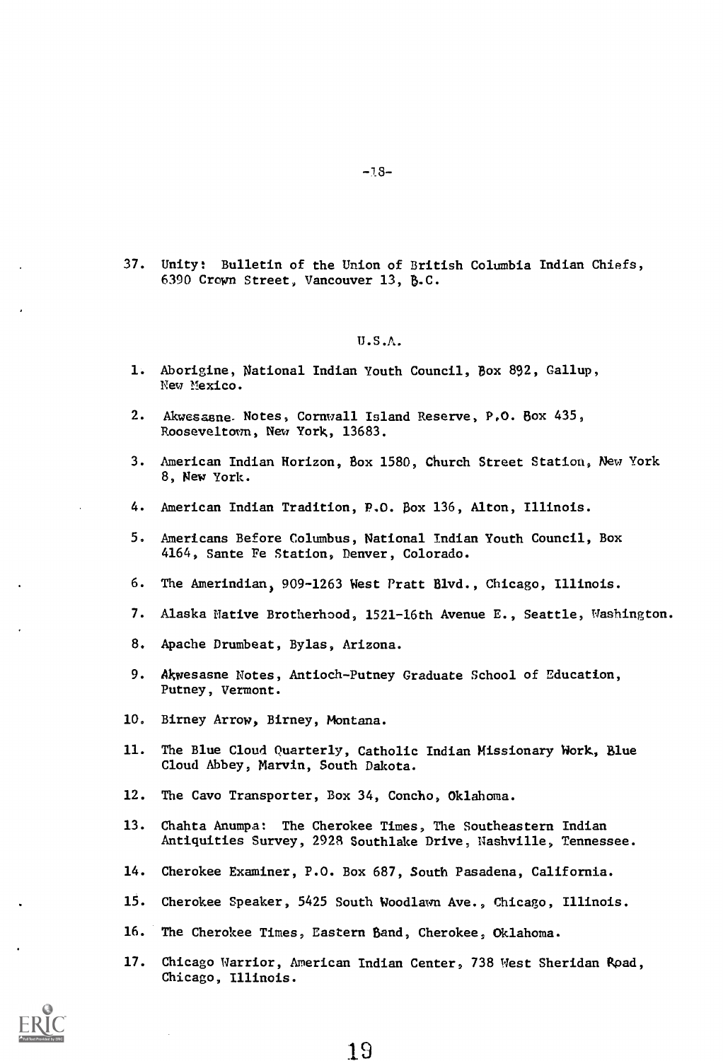37. Unity: Bulletin of the Union of British Columbia Indian Chiefs, 6390 Crown Street, Vancouver 13, B.C.

## U.S.A.

1. Aborigine, National Indian Youth Council, Box 892, Gallup, New Mexico.

2. Akwesasne Notes, Cornwall Island Reserve, P.O. Box 435, Rooseveltown, New York, 13683.

3. American Indian Horizon, Box 1580, Church Street Station, New York 8, New York.

4. American Indian Tradition, P.O. Box 136, Alton, Illinois.

5. Americans Before Columbus, National Indian Youth Council, Box 4164, Sante Fe Station, Denver, Colorado.

6. The Amerindian, 909-1263 West Pratt Blvd., Chicago, Illinois.

7. Alaska Native Brotherhood, 1521-16th Avenue E., Seattle, Washington.

8. Apache Drumbeat, Bylas, Arizona.

9. Akwesasne Notes, Antioch-Putney Graduate School of Education, Putney, Vermont.

10. Birney Arrow, Birney, Montana.

11. The Blue Cloud Quarterly, Catholic Indian Missionary Work, Blue Cloud Abbey, Marvin, South Dakota.

12. The Cavo Transporter, Box 34, Concho, Oklahoma.

13. Chahta Anumpa: The Cherokee Times, The Southeastern Indian Antiquities Survey, 2928 Southlake Drive, Nashville, Tennessee.

14. Cherokee Examiner, P.O. Box 687, South Pasadena, California.

15. Cherokee Speaker, 5425 South Woodlawn Ave., Chicago, Illinois.

16. The Cherokee Times, Eastern Band, Cherokee, Oklahoma.

17. Chicago Warrior, American Indian Center, 738 West Sheridan Road, Chicago, Illinois.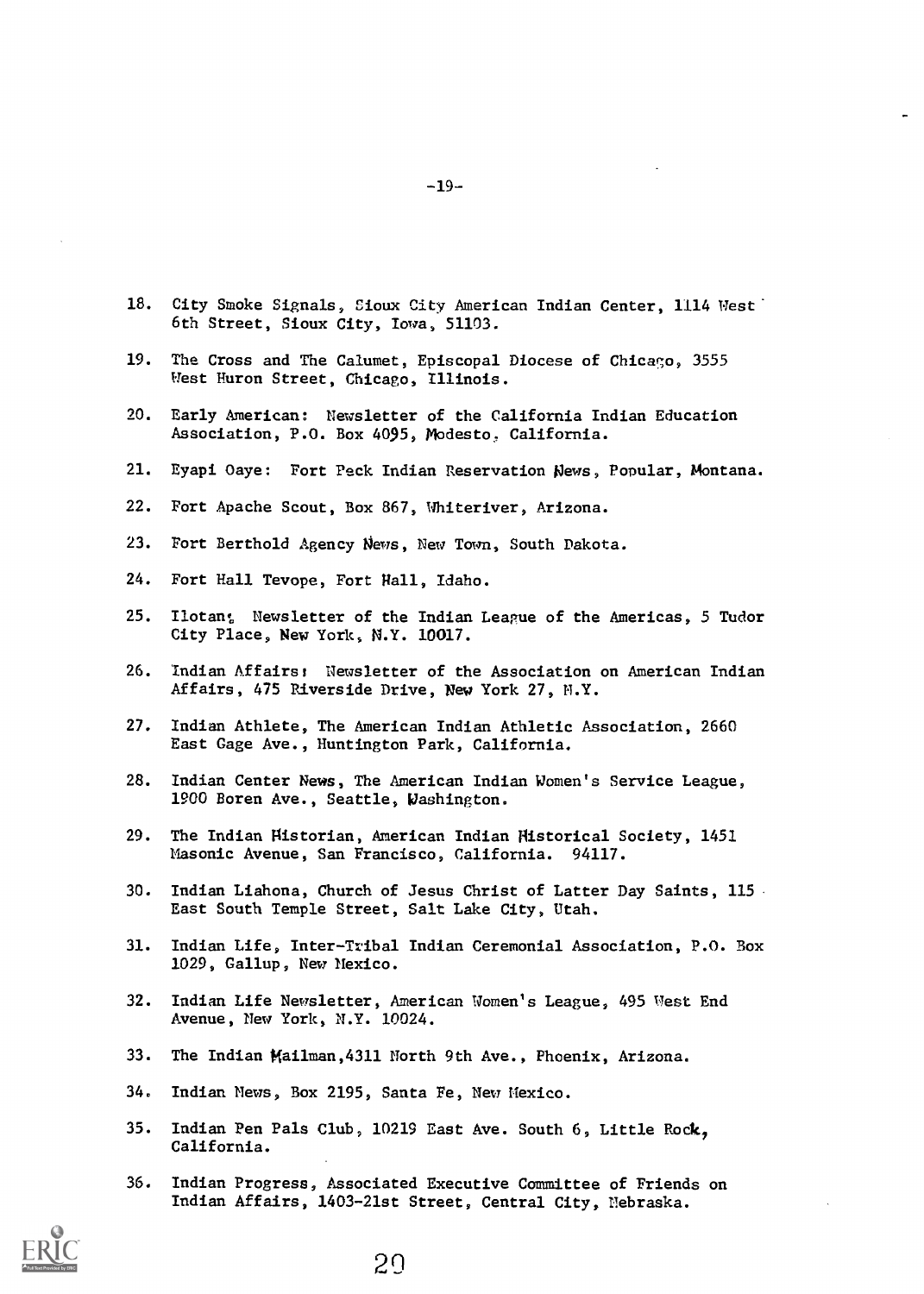18. City Smoke Signals, Sioux City American Indian Center, 1114 West 6th Street, Sioux City, Iowa, 51103.

19. The Cross and The Calumet, Episcopal Diocese of Chicago, 3555 West Huron Street, Chicago, Illinois.

20. Early American: Newsletter of the California Indian Education Association, P.O. Box 4095, Modesto, California.

21. Eyapi Oaye: Fort Peck Indian Reservation News, Popular, Montana.

22. Fort Apache Scout, Box 867, Whiteriver, Arizona.

23. Fort Berthold Agency News, New Town, South Dakota.

24. Fort Hall Tevope, Fort Hall, Idaho.

25. Ilotan; Newsletter of the Indian League of the Americas, 5 Tudor City Place, New York, N.Y. 10017.

26. Indian Affairs: Newsletter of the Association on American Indian Affairs, 475 Riverside Drive, New York 27, N.Y.

27. Indian Athlete, The American Indian Athletic Association, 2660 East Gage Ave., Huntington Park, California.

28. Indian Center News, The American Indian Women's Service League, 1900 Boren Ave., Seattle, Washington.

29. The Indian Historian, American Indian Historical Society, 1451 Masonic Avenue, San Francisco, California. 94117.

30. Indian Liahona, Church of Jesus Christ of Latter Day Saints, 115 East South Temple Street, Salt Lake City, Utah.

31. Indian Life, Inter-Tribal Indian Ceremonial Association, P.O. Box 1029, Gallup, New Mexico.

32. Indian Life Newsletter, American Women's League, 495 West End Avenue, New York, N.Y. 10024.

33. The Indian Mailman, 4311 North 9th Ave., Phoenix, Arizona.

34. Indian News, Box 2195, Santa Fe, New Mexico.

35. Indian Pen Pals Club, 10219 East Ave. South 6, Little Rock, California.

36. Indian Progress, Associated Executive Committee of Friends on Indian Affairs, 1403-21st Street, Central City, Nebraska.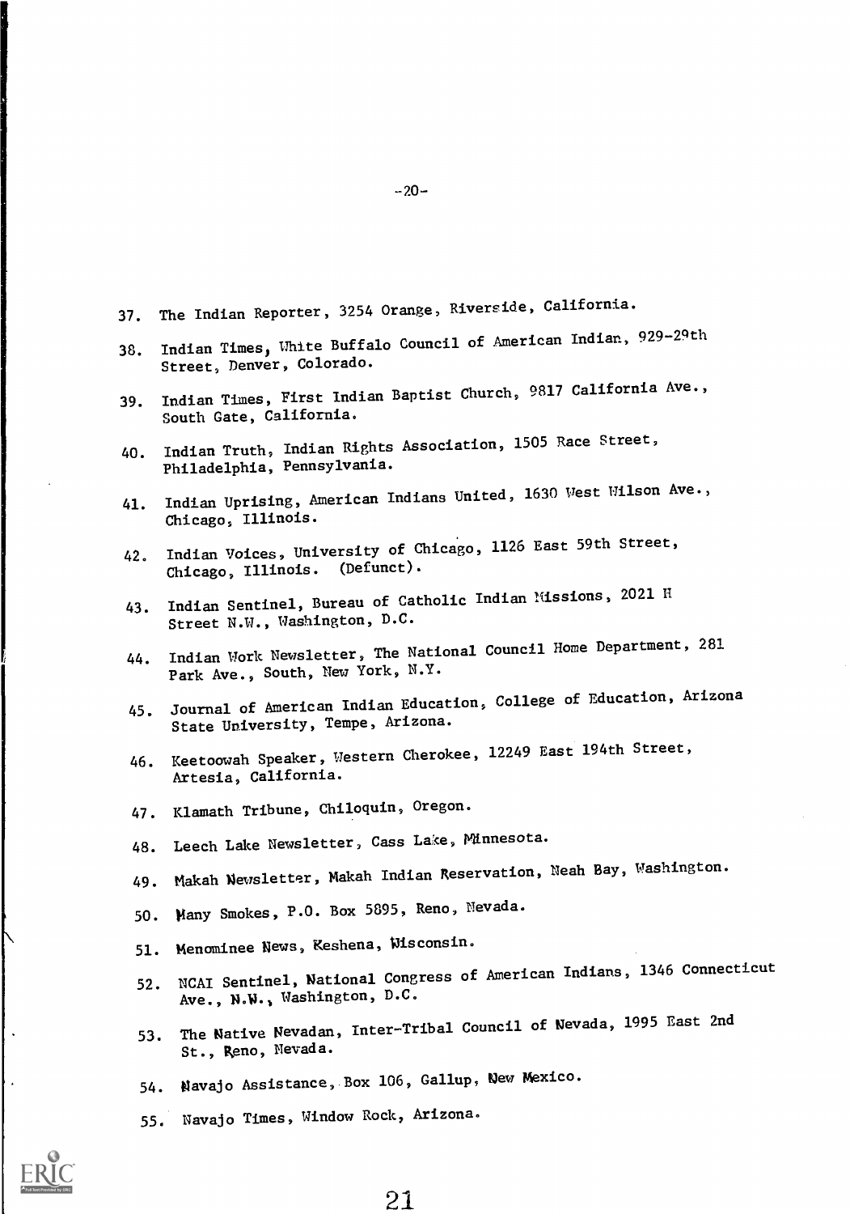37. The Indian Reporter, 3254 Orange, Riverside, California.

38. Indian Times, White Buffalo Council of American Indian, 929-29th Street, Denver, Colorado.

39. Indian Times, First Indian Baptist Church, 9817 California Ave., South Gate, California.

40. Indian Truth, Indian Rights Association, 1505 Race Street, Philadelphia, Pennsylvania.

41. Indian Uprising, American Indians United, 1630 West Wilson Ave., Chicago, Illinois.

42. Indian Voices, University of Chicago, 1126 East 59th Street, Chicago, Illinois. (Defunct).

43. Indian Sentinel, Bureau of Catholic Indian Missions, 2021 H Street N.W., Washington, D.C.

44. Indian Work Newsletter, The National Council Home Department, 281 Park Ave., South, New York, N.Y.

45. Journal of American Indian Education, College of Education, Arizona State University, Tempe, Arizona.

46. Keetoowah Speaker, Western Cherokee, 12249 East 194th Street, Artesia, California.

47. Klamath Tribune, Chiloquin, Oregon.

48. Leech Lake Newsletter, Cass Lake, Minnesota.

49. Makah Newsletter, Makah Indian Reservation, Neah Bay, Washington.

50. Many Smokes, P.O. Box 5895, Reno, Nevada.

51. Menominee News, Keshena, Wisconsin.

52. NCAI Sentinel, National Congress of American Indians, 1346 Connecticut Ave., N.W., Washington, D.C.

53. The Native Nevadan, Inter-Tribal Council of Nevada, 1995 East 2nd St., Reno, Nevada.

54. Navajo Assistance, Box 106, Gallup, New Mexico.

55. Navajo Times, Window Rock, Arizona.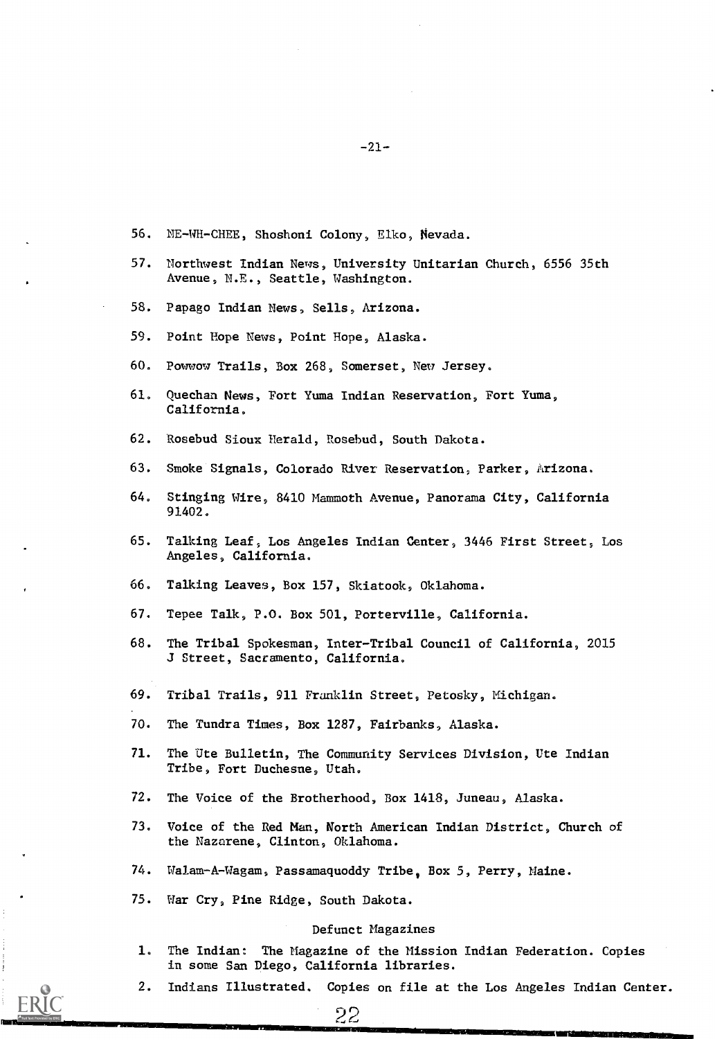56. NE-WH-CHEE, Shoshoni Colony, Elko, Nevada.

57. Northwest Indian News, University Unitarian Church, 6556 35th Avenue, N.E., Seattle, Washington.

58. Papago Indian News, Sells, Arizona.

59. Point Hope News, Point Hope, Alaska.

60. Powwow Trails, Box 268, Somerset, New Jersey.

61. Quechan News, Fort Yuma Indian Reservation, Fort Yuma, California.

62. Rosebud Sioux Herald, Rosebud, South Dakota.

63. Smoke Signals, Colorado River Reservation, Parker, Arizona.

64. Stinging Wire, 8410 Mammoth Avenue, Panorama City, California 91402.

65. Talking Leaf, Los Angeles Indian Center, 3446 First Street, Los Angeles, California.

66. Talking Leaves, Box 157, Skiatook, Oklahoma.

67. Tepee Talk, P.O. Box 501, Porterville, California.

68. The Tribal Spokesman, Inter-Tribal Council of California, 2015 J Street, Sacramento, California.

69. Tribal Trails, 911 Franklin Street, Petosky, Michigan.

70. The Tundra Times, Box 1287, Fairbanks, Alaska.

71. The Ute Bulletin, The Community Services Division, Ute Indian Tribe, Fort Duchesne, Utah.

72. The Voice of the Brotherhood, Box 1418, Juneau, Alaska.

73. Voice of the Red Man, North American Indian District, Church of the Nazarene, Clinton, Oklahoma.

74. Walam-A-Wagam, Passamaquoddy Tribe, Box 5, Perry, Maine.

75. War Cry, Pine Ridge, South Dakota.

Defunct Magazines

1. The Indian: The Magazine of the Mission Indian Federation. Copies in some San Diego, California libraries.

2. Indians Illustrated. Copies on file at the Los Angeles Indian Center.